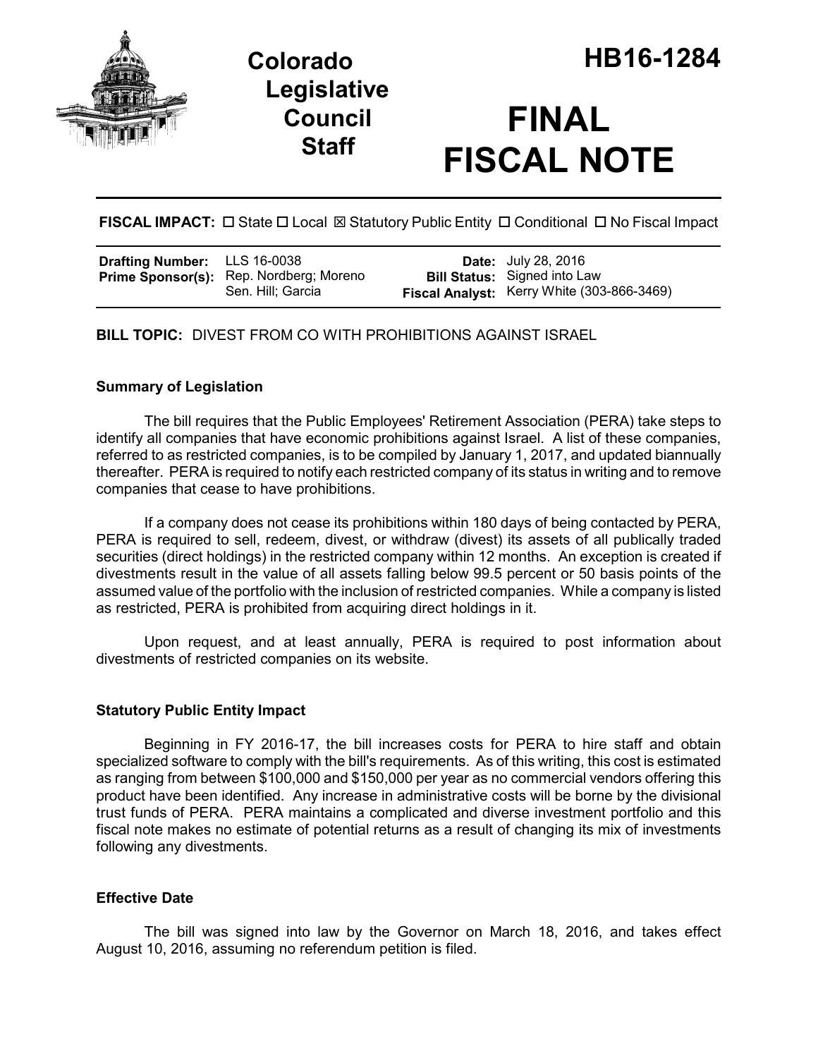# Colorado Legislative Council Staff

# HB16-1284

# FINAL FISCAL NOTE

**FISCAL IMPACT:** ☐ State ☐ Local ☒ Statutory Public Entity ☐ Conditional ☐ No Fiscal Impact

| | | | |
|---|---|---|---|
| **Drafting Number:** | LLS 16-0038 | **Date:** | July 28, 2016 |
| **Prime Sponsor(s):** | Rep. Nordberg; Moreno<br>Sen. Hill; Garcia | **Bill Status:** | Signed into Law |
| | | **Fiscal Analyst:** | Kerry White (303-866-3469) |

**BILL TOPIC:** DIVEST FROM CO WITH PROHIBITIONS AGAINST ISRAEL

### Summary of Legislation

The bill requires that the Public Employees' Retirement Association (PERA) take steps to identify all companies that have economic prohibitions against Israel. A list of these companies, referred to as restricted companies, is to be compiled by January 1, 2017, and updated biannually thereafter. PERA is required to notify each restricted company of its status in writing and to remove companies that cease to have prohibitions.

If a company does not cease its prohibitions within 180 days of being contacted by PERA, PERA is required to sell, redeem, divest, or withdraw (divest) its assets of all publically traded securities (direct holdings) in the restricted company within 12 months. An exception is created if divestments result in the value of all assets falling below 99.5 percent or 50 basis points of the assumed value of the portfolio with the inclusion of restricted companies. While a company is listed as restricted, PERA is prohibited from acquiring direct holdings in it.

Upon request, and at least annually, PERA is required to post information about divestments of restricted companies on its website.

### Statutory Public Entity Impact

Beginning in FY 2016-17, the bill increases costs for PERA to hire staff and obtain specialized software to comply with the bill's requirements. As of this writing, this cost is estimated as ranging from between $100,000 and $150,000 per year as no commercial vendors offering this product have been identified. Any increase in administrative costs will be borne by the divisional trust funds of PERA. PERA maintains a complicated and diverse investment portfolio and this fiscal note makes no estimate of potential returns as a result of changing its mix of investments following any divestments.

### Effective Date

The bill was signed into law by the Governor on March 18, 2016, and takes effect August 10, 2016, assuming no referendum petition is filed.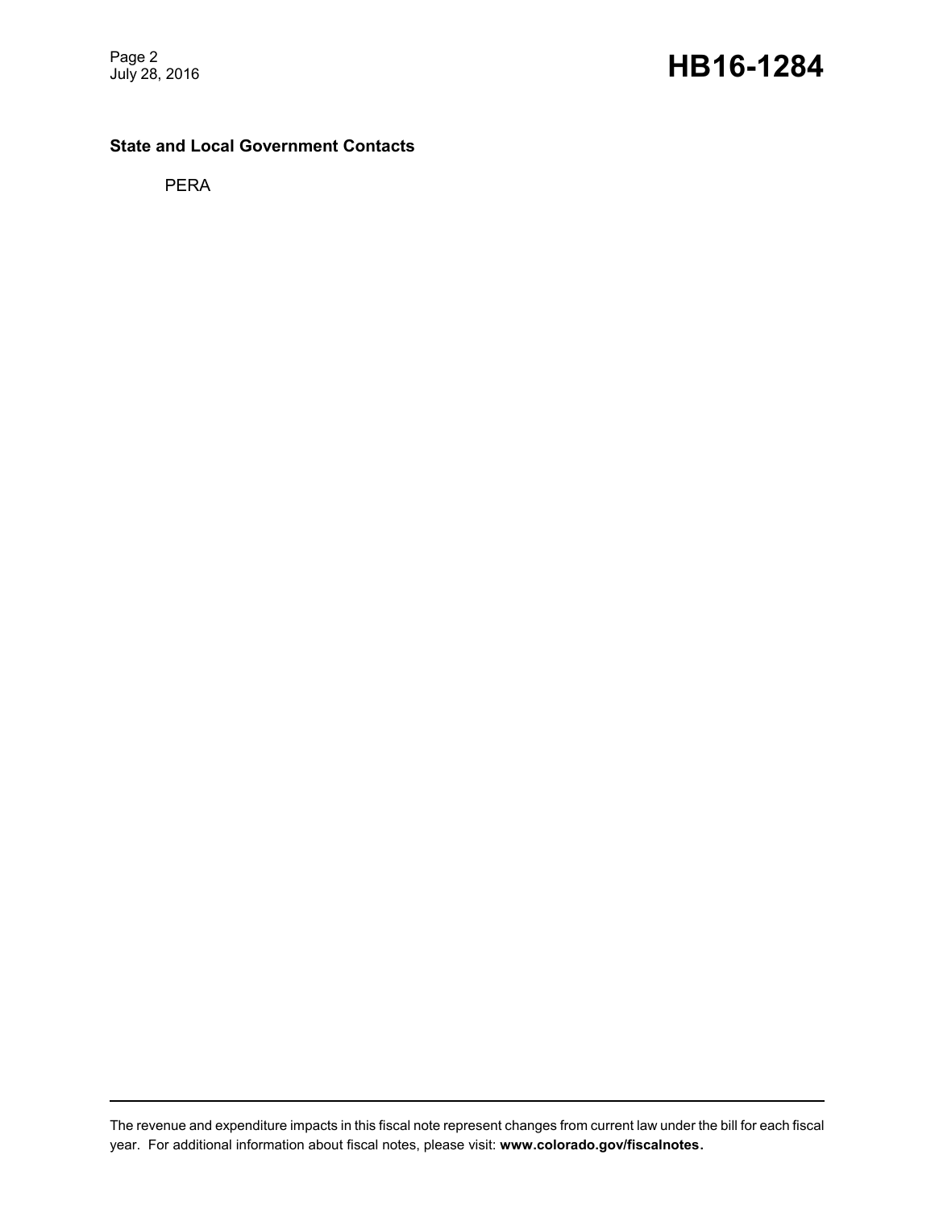### State and Local Government Contacts

PERA

The revenue and expenditure impacts in this fiscal note represent changes from current law under the bill for each fiscal year. For additional information about fiscal notes, please visit: **www.colorado.gov/fiscalnotes.**